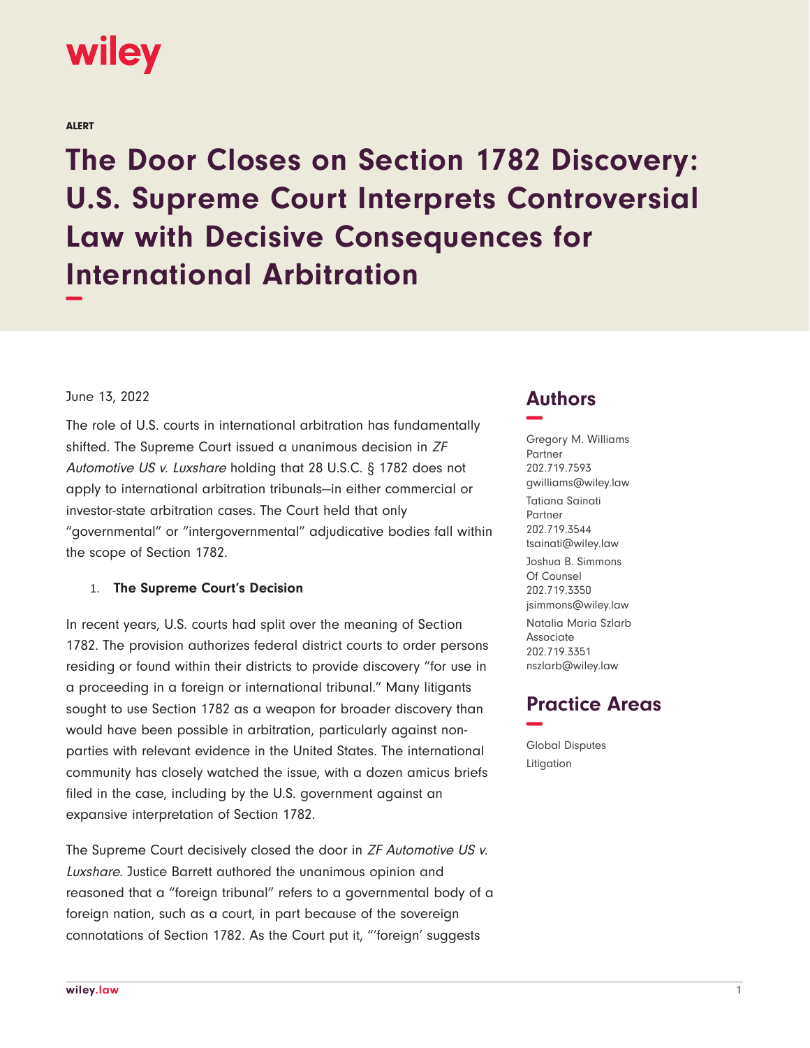wiley

ALERT

# The Door Closes on Section 1782 Discovery: U.S. Supreme Court Interprets Controversial Law with Decisive Consequences for International Arbitration

June 13, 2022

The role of U.S. courts in international arbitration has fundamentally shifted. The Supreme Court issued a unanimous decision in *ZF Automotive US v. Luxshare* holding that 28 U.S.C. § 1782 does not apply to international arbitration tribunals—in either commercial or investor-state arbitration cases. The Court held that only "governmental" or "intergovernmental" adjudicative bodies fall within the scope of Section 1782.

1. **The Supreme Court's Decision**

In recent years, U.S. courts had split over the meaning of Section 1782. The provision authorizes federal district courts to order persons residing or found within their districts to provide discovery "for use in a proceeding in a foreign or international tribunal." Many litigants sought to use Section 1782 as a weapon for broader discovery than would have been possible in arbitration, particularly against non-parties with relevant evidence in the United States. The international community has closely watched the issue, with a dozen amicus briefs filed in the case, including by the U.S. government against an expansive interpretation of Section 1782.

The Supreme Court decisively closed the door in *ZF Automotive US v. Luxshare*. Justice Barrett authored the unanimous opinion and reasoned that a "foreign tribunal" refers to a governmental body of a foreign nation, such as a court, in part because of the sovereign connotations of Section 1782. As the Court put it, "'foreign' suggests

## Authors

Gregory M. Williams
Partner
202.719.7593
gwilliams@wiley.law

Tatiana Sainati
Partner
202.719.3544
tsainati@wiley.law

Joshua B. Simmons
Of Counsel
202.719.3350
jsimmons@wiley.law

Natalia Maria Szlarb
Associate
202.719.3351
nszlarb@wiley.law

## Practice Areas

Global Disputes
Litigation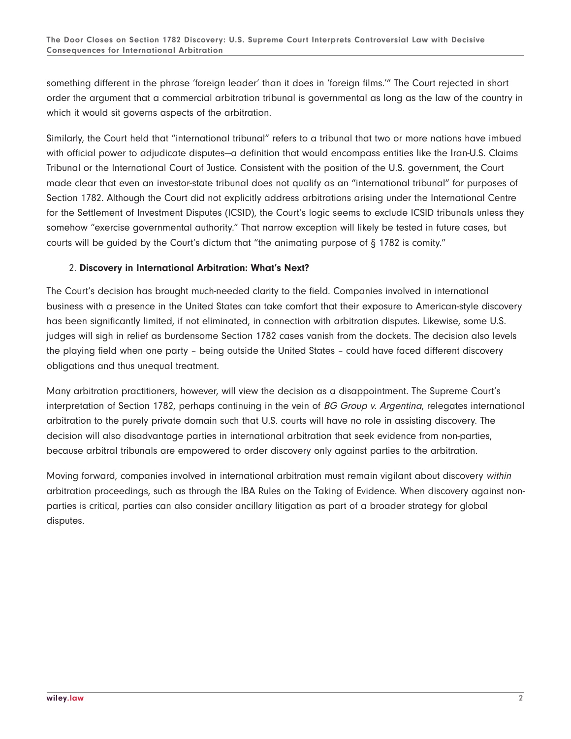something different in the phrase 'foreign leader' than it does in 'foreign films.'" The Court rejected in short order the argument that a commercial arbitration tribunal is governmental as long as the law of the country in which it would sit governs aspects of the arbitration.

Similarly, the Court held that "international tribunal" refers to a tribunal that two or more nations have imbued with official power to adjudicate disputes—a definition that would encompass entities like the Iran-U.S. Claims Tribunal or the International Court of Justice. Consistent with the position of the U.S. government, the Court made clear that even an investor-state tribunal does not qualify as an "international tribunal" for purposes of Section 1782. Although the Court did not explicitly address arbitrations arising under the International Centre for the Settlement of Investment Disputes (ICSID), the Court's logic seems to exclude ICSID tribunals unless they somehow "exercise governmental authority." That narrow exception will likely be tested in future cases, but courts will be guided by the Court's dictum that "the animating purpose of § 1782 is comity."

2. **Discovery in International Arbitration: What's Next?**

The Court's decision has brought much-needed clarity to the field. Companies involved in international business with a presence in the United States can take comfort that their exposure to American-style discovery has been significantly limited, if not eliminated, in connection with arbitration disputes. Likewise, some U.S. judges will sigh in relief as burdensome Section 1782 cases vanish from the dockets. The decision also levels the playing field when one party – being outside the United States – could have faced different discovery obligations and thus unequal treatment.

Many arbitration practitioners, however, will view the decision as a disappointment. The Supreme Court's interpretation of Section 1782, perhaps continuing in the vein of *BG Group v. Argentina*, relegates international arbitration to the purely private domain such that U.S. courts will have no role in assisting discovery. The decision will also disadvantage parties in international arbitration that seek evidence from non-parties, because arbitral tribunals are empowered to order discovery only against parties to the arbitration.

Moving forward, companies involved in international arbitration must remain vigilant about discovery *within* arbitration proceedings, such as through the IBA Rules on the Taking of Evidence. When discovery against non-parties is critical, parties can also consider ancillary litigation as part of a broader strategy for global disputes.